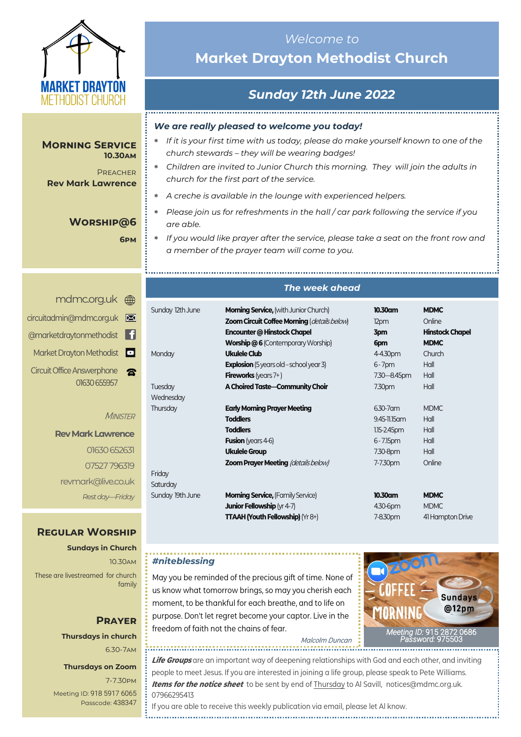MARKET DRAYTON METHODIST CHURCH

*Welcome to*

# Market Drayton Methodist Church

## *Sunday 12th June 2022*

**MORNING SERVICE**
**10.30AM**

PREACHER
**Rev Mark Lawrence**

**WORSHIP@6**
**6PM**

mdmc.org.uk

circuitadmin@mdmc.org.uk

@marketdraytonmethodist

Market Drayton Methodist

Circuit Office Answerphone
01630 655957

*MINISTER*

**Rev Mark Lawrence**

01630 652631

07527 796319

revmark@live.co.uk

*Rest day—Friday*

**REGULAR WORSHIP**

**Sundays in Church**

10.30AM

These are livestreamed for church family

**PRAYER**

**Thursdays in church**

6.30-7AM

**Thursdays on Zoom**

7-7.30PM

Meeting ID: 918 5917 6065
Passcode: 438347

***We are really pleased to welcome you today!***

- *If it is your first time with us today, please do make yourself known to one of the church stewards – they will be wearing badges!*
- *Children are invited to Junior Church this morning. They will join the adults in church for the first part of the service.*
- *A creche is available in the lounge with experienced helpers.*
- *Please join us for refreshments in the hall / car park following the service if you are able.*
- *If you would like prayer after the service, please take a seat on the front row and a member of the prayer team will come to you.*

### *The week ahead*

| | | | |
|---|---|---|---|
| Sunday 12th June | **Morning Service,** (with Junior Church) | **10.30am** | **MDMC** |
| | **Zoom Circuit Coffee Morning** (*details below*) | 12pm | Online |
| | **Encounter @ Hinstock Chapel** | **3pm** | **Hinstock Chapel** |
| | **Worship @ 6** (Contemporary Worship) | **6pm** | **MDMC** |
| Monday | **Ukulele Club** | 4-4.30pm | Church |
| | **Explosion** (5 years old – school year 3) | 6 - 7pm | Hall |
| | **Fireworks** (years 7+ ) | 7.30—8.45pm | Hall |
| Tuesday | **A Choired Taste—Community Choir** | 7.30pm | Hall |
| Wednesday | | | |
| Thursday | **Early Morning Prayer Meeting** | 6.30-7am | MDMC |
| | **Toddlers** | 9.45-11.15am | Hall |
| | **Toddlers** | 1.15-2.45pm | Hall |
| | **Fusion** (years 4-6) | 6 - 7.15pm | Hall |
| | **Ukulele Group** | 7.30-8pm | Hall |
| | **Zoom Prayer Meeting** (*details below*) | 7-7.30pm | Online |
| Friday | | | |
| Saturday | | | |
| Sunday 19th June | **Morning Service,** (Family Service) | **10.30am** | **MDMC** |
| | **Junior Fellowship** (yr 4-7) | 4.30-6pm | MDMC |
| | **TTAAH (Youth Fellowship)** (Yr 8+) | 7-8.30pm | 41 Hampton Drive |

***#niteblessing***

May you be reminded of the precious gift of time. None of us know what tomorrow brings, so may you cherish each moment, to be thankful for each breathe, and to life on purpose. Don't let regret become your captor. Live in the freedom of faith not the chains of fear.

*Malcolm Duncan*

zoom COFFEE MORNING Sundays @12pm

*Meeting ID:* 915 2872 0686
*Password:* 975503

***Life Groups*** are an important way of deepening relationships with God and each other, and inviting people to meet Jesus. If you are interested in joining a life group, please speak to Pete Williams.

***Items for the notice sheet*** to be sent by end of Thursday to Al Savill, notices@mdmc.org.uk. 07966295413

If you are able to receive this weekly publication via email, please let Al know.